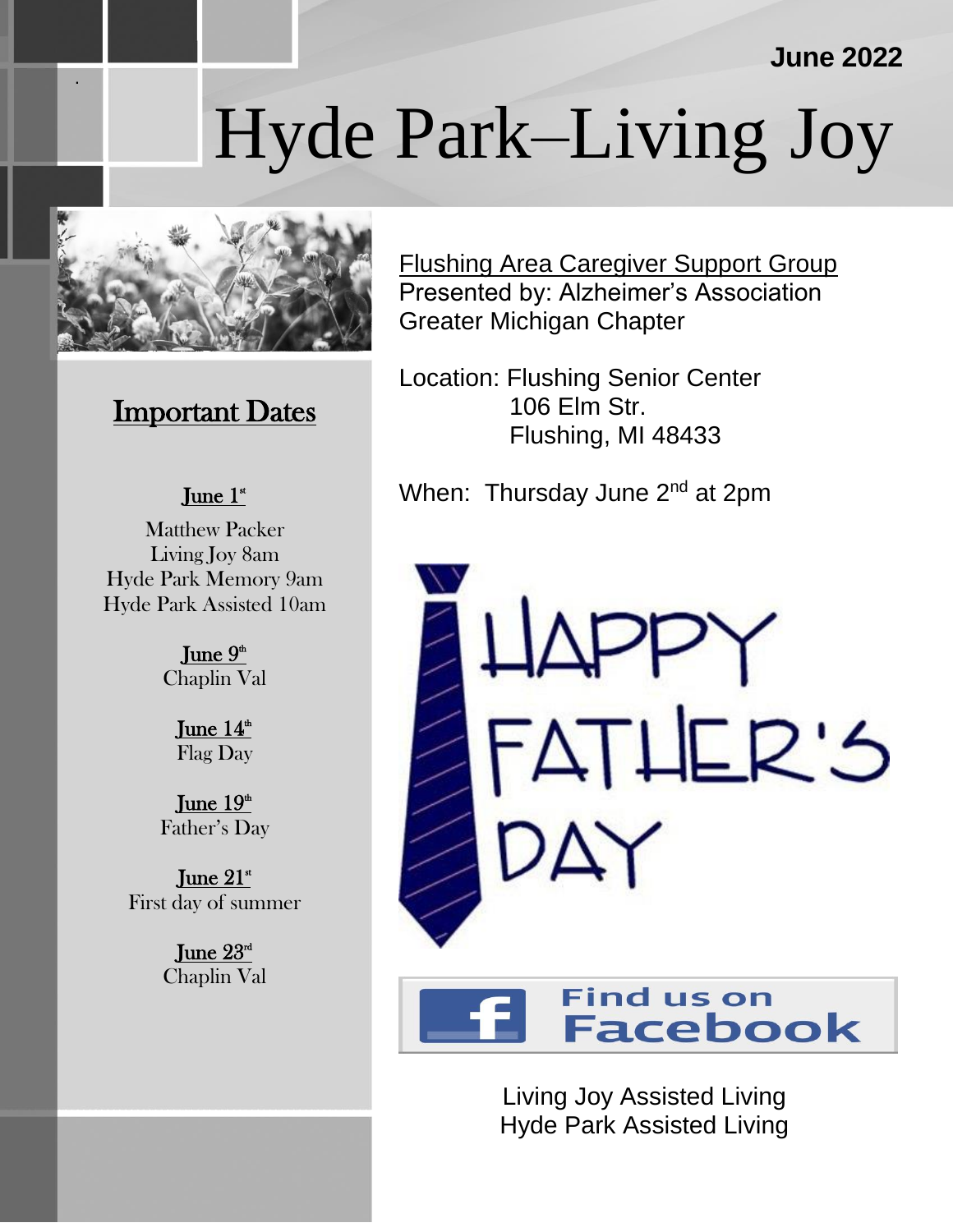June 2022

# Hyde Park–Living Joy

## Important Dates

**June 1st**
Matthew Packer
Living Joy 8am
Hyde Park Memory 9am
Hyde Park Assisted 10am

**June 9th**
Chaplin Val

**June 14th**
Flag Day

**June 19th**
Father's Day

**June 21st**
First day of summer

**June 23rd**
Chaplin Val

Flushing Area Caregiver Support Group
Presented by: Alzheimer's Association Greater Michigan Chapter

Location: Flushing Senior Center
106 Elm Str.
Flushing, MI 48433

When: Thursday June 2nd at 2pm

HAPPY FATHER'S DAY

Find us on Facebook

Living Joy Assisted Living
Hyde Park Assisted Living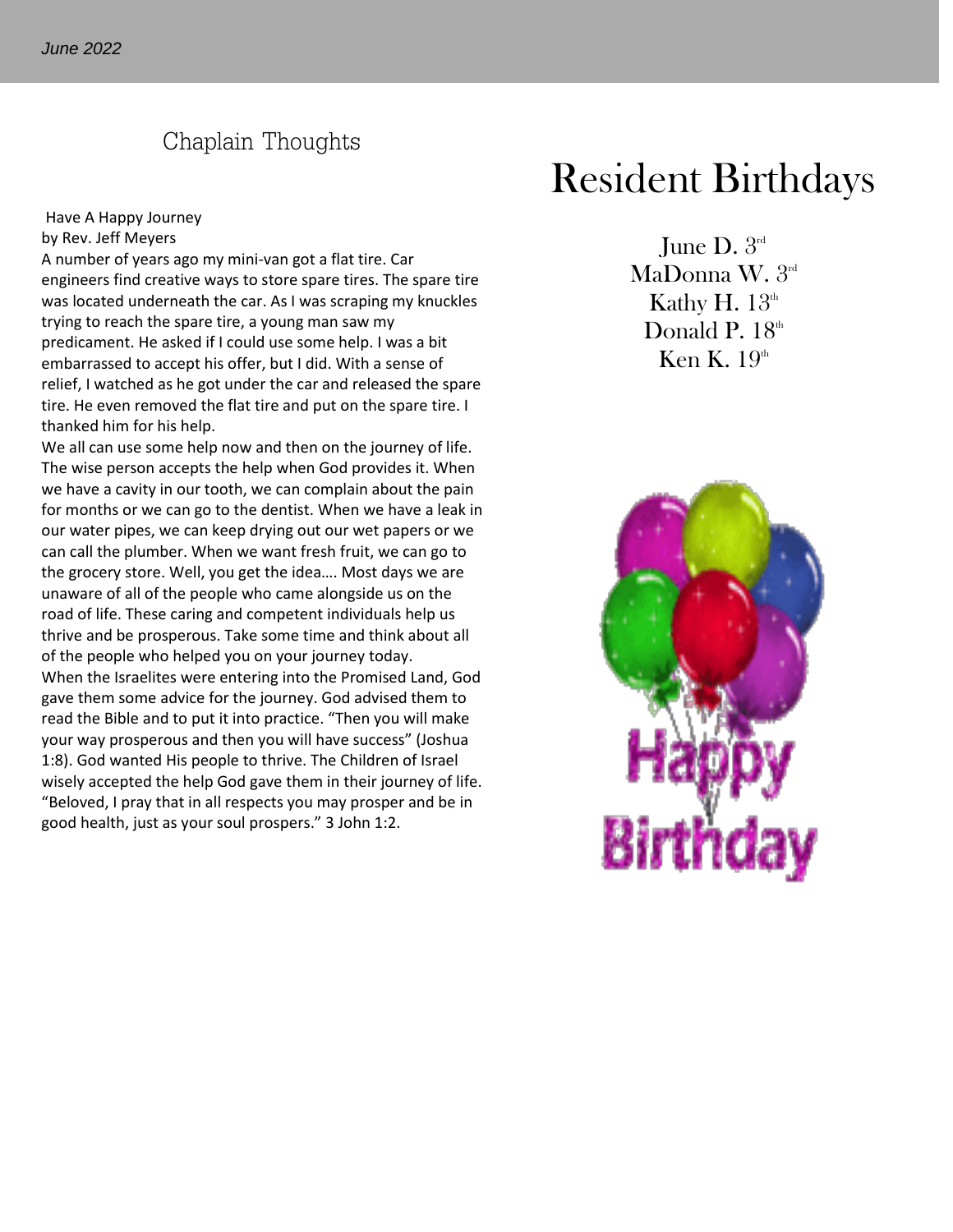## Chaplain Thoughts

Have A Happy Journey
by Rev. Jeff Meyers

A number of years ago my mini-van got a flat tire. Car engineers find creative ways to store spare tires. The spare tire was located underneath the car. As I was scraping my knuckles trying to reach the spare tire, a young man saw my predicament. He asked if I could use some help. I was a bit embarrassed to accept his offer, but I did. With a sense of relief, I watched as he got under the car and released the spare tire. He even removed the flat tire and put on the spare tire. I thanked him for his help.

We all can use some help now and then on the journey of life. The wise person accepts the help when God provides it. When we have a cavity in our tooth, we can complain about the pain for months or we can go to the dentist. When we have a leak in our water pipes, we can keep drying out our wet papers or we can call the plumber. When we want fresh fruit, we can go to the grocery store. Well, you get the idea…. Most days we are unaware of all of the people who came alongside us on the road of life. These caring and competent individuals help us thrive and be prosperous. Take some time and think about all of the people who helped you on your journey today.

When the Israelites were entering into the Promised Land, God gave them some advice for the journey. God advised them to read the Bible and to put it into practice. "Then you will make your way prosperous and then you will have success" (Joshua 1:8). God wanted His people to thrive. The Children of Israel wisely accepted the help God gave them in their journey of life. "Beloved, I pray that in all respects you may prosper and be in good health, just as your soul prospers." 3 John 1:2.

# Resident Birthdays

June D. 3rd
MaDonna W. 3rd
Kathy H. 13th
Donald P. 18th
Ken K. 19th

Happy Birthday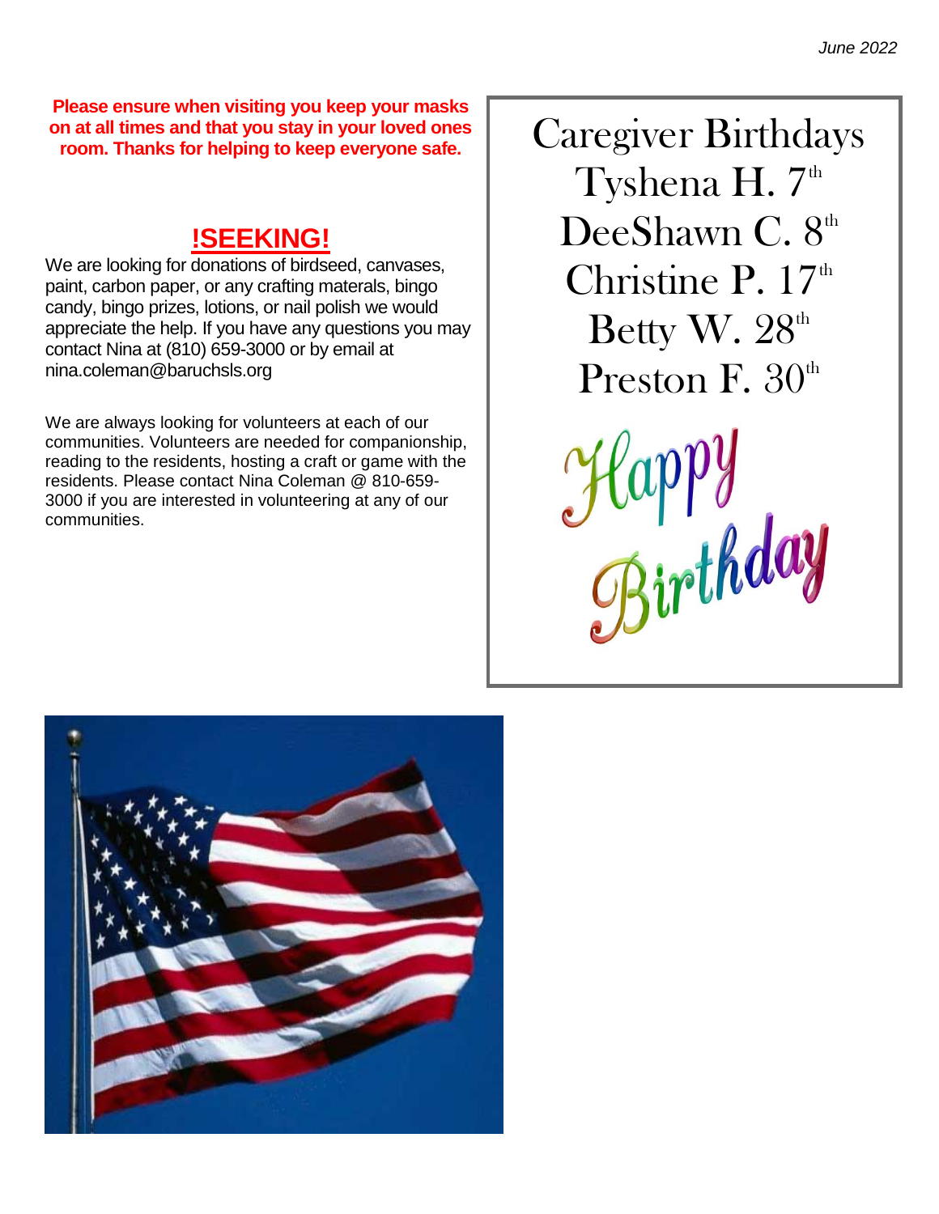**Please ensure when visiting you keep your masks on at all times and that you stay in your loved ones room. Thanks for helping to keep everyone safe.**

## !SEEKING!

We are looking for donations of birdseed, canvases, paint, carbon paper, or any crafting materals, bingo candy, bingo prizes, lotions, or nail polish we would appreciate the help. If you have any questions you may contact Nina at (810) 659-3000 or by email at nina.coleman@baruchsls.org

We are always looking for volunteers at each of our communities. Volunteers are needed for companionship, reading to the residents, hosting a craft or game with the residents. Please contact Nina Coleman @ 810-659-3000 if you are interested in volunteering at any of our communities.

## Caregiver Birthdays

Tyshena H. 7th

DeeShawn C. 8th

Christine P. 17th

Betty W. 28th

Preston F. 30th

Happy Birthday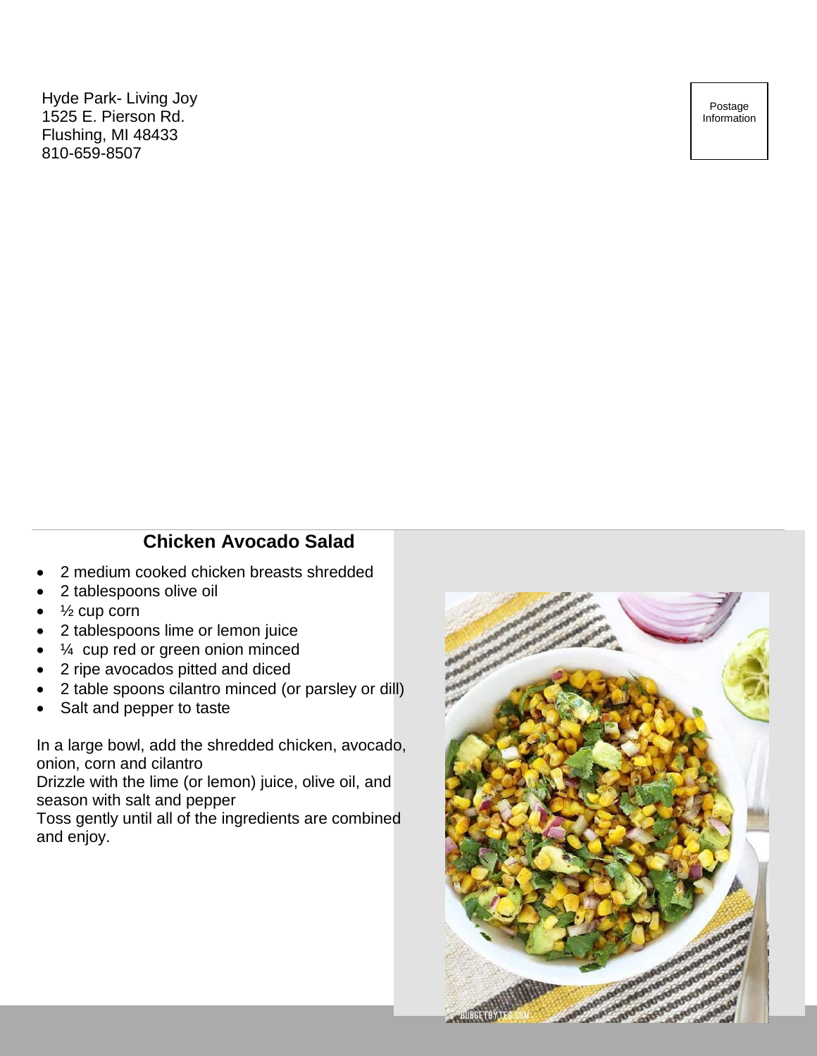Hyde Park- Living Joy
1525 E. Pierson Rd.
Flushing, MI 48433
810-659-8507

Postage Information

## Chicken Avocado Salad

- 2 medium cooked chicken breasts shredded
- 2 tablespoons olive oil
- ½ cup corn
- 2 tablespoons lime or lemon juice
- ¼ cup red or green onion minced
- 2 ripe avocados pitted and diced
- 2 table spoons cilantro minced (or parsley or dill)
- Salt and pepper to taste

In a large bowl, add the shredded chicken, avocado, onion, corn and cilantro
Drizzle with the lime (or lemon) juice, olive oil, and season with salt and pepper
Toss gently until all of the ingredients are combined and enjoy.